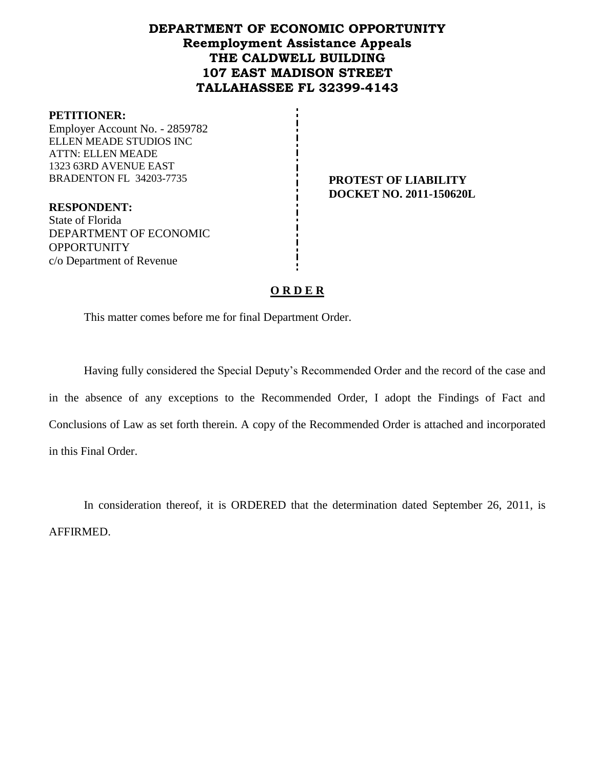# DEPARTMENT OF ECONOMIC OPPORTUNITY
## Reemployment Assistance Appeals
## THE CALDWELL BUILDING
## 107 EAST MADISON STREET
## TALLAHASSEE FL 32399-4143

**PETITIONER:**
Employer Account No. - 2859782
ELLEN MEADE STUDIOS INC
ATTN: ELLEN MEADE
1323 63RD AVENUE EAST
BRADENTON FL 34203-7735

**PROTEST OF LIABILITY**
**DOCKET NO. 2011-150620L**

**RESPONDENT:**
State of Florida
DEPARTMENT OF ECONOMIC OPPORTUNITY
c/o Department of Revenue

**O R D E R**

This matter comes before me for final Department Order.

Having fully considered the Special Deputy's Recommended Order and the record of the case and in the absence of any exceptions to the Recommended Order, I adopt the Findings of Fact and Conclusions of Law as set forth therein. A copy of the Recommended Order is attached and incorporated in this Final Order.

In consideration thereof, it is ORDERED that the determination dated September 26, 2011, is AFFIRMED.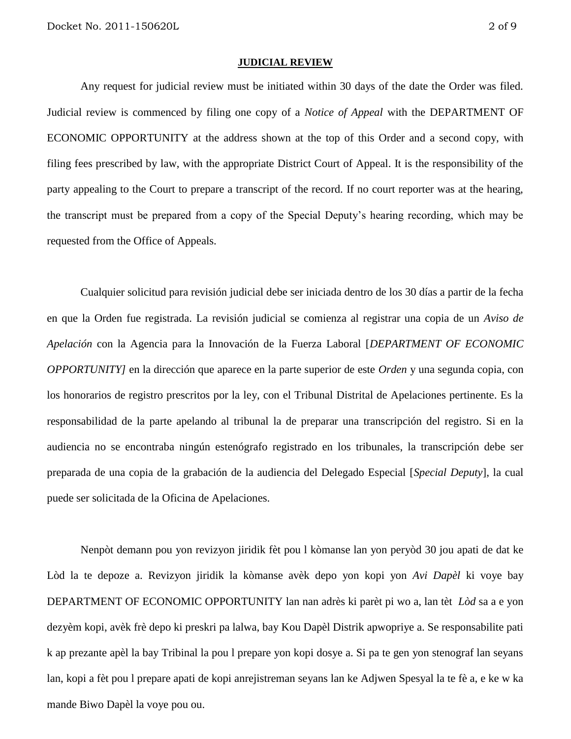## **JUDICIAL REVIEW**

Any request for judicial review must be initiated within 30 days of the date the Order was filed. Judicial review is commenced by filing one copy of a *Notice of Appeal* with the DEPARTMENT OF ECONOMIC OPPORTUNITY at the address shown at the top of this Order and a second copy, with filing fees prescribed by law, with the appropriate District Court of Appeal. It is the responsibility of the party appealing to the Court to prepare a transcript of the record. If no court reporter was at the hearing, the transcript must be prepared from a copy of the Special Deputy's hearing recording, which may be requested from the Office of Appeals.

Cualquier solicitud para revisión judicial debe ser iniciada dentro de los 30 días a partir de la fecha en que la Orden fue registrada. La revisión judicial se comienza al registrar una copia de un *Aviso de Apelación* con la Agencia para la Innovación de la Fuerza Laboral [*DEPARTMENT OF ECONOMIC OPPORTUNITY]* en la dirección que aparece en la parte superior de este *Orden* y una segunda copia, con los honorarios de registro prescritos por la ley, con el Tribunal Distrital de Apelaciones pertinente. Es la responsabilidad de la parte apelando al tribunal la de preparar una transcripción del registro. Si en la audiencia no se encontraba ningún estenógrafo registrado en los tribunales, la transcripción debe ser preparada de una copia de la grabación de la audiencia del Delegado Especial [*Special Deputy*], la cual puede ser solicitada de la Oficina de Apelaciones.

Nenpòt demann pou yon revizyon jiridik fèt pou l kòmanse lan yon peryòd 30 jou apati de dat ke Lòd la te depoze a. Revizyon jiridik la kòmanse avèk depo yon kopi yon *Avi Dapèl* ki voye bay DEPARTMENT OF ECONOMIC OPPORTUNITY lan nan adrès ki parèt pi wo a, lan tèt *Lòd* sa a e yon dezyèm kopi, avèk frè depo ki preskri pa lalwa, bay Kou Dapèl Distrik apwopriye a. Se responsabilite pati k ap prezante apèl la bay Tribinal la pou l prepare yon kopi dosye a. Si pa te gen yon stenograf lan seyans lan, kopi a fèt pou l prepare apati de kopi anrejistreman seyans lan ke Adjwen Spesyal la te fè a, e ke w ka mande Biwo Dapèl la voye pou ou.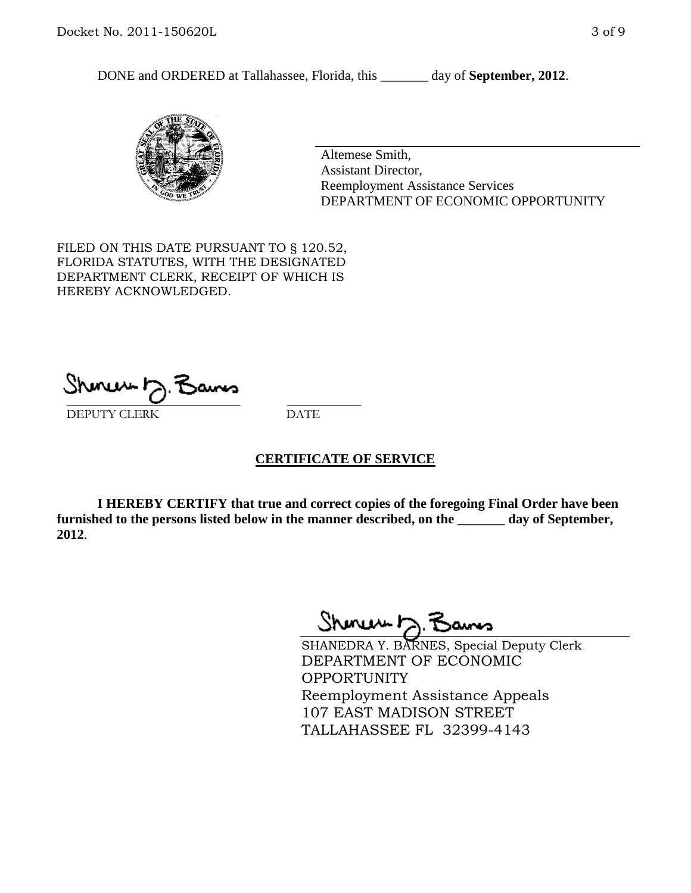DONE and ORDERED at Tallahassee, Florida, this _______ day of **September, 2012**.

Altemese Smith,
Assistant Director,
Reemployment Assistance Services
DEPARTMENT OF ECONOMIC OPPORTUNITY

FILED ON THIS DATE PURSUANT TO § 120.52, FLORIDA STATUTES, WITH THE DESIGNATED DEPARTMENT CLERK, RECEIPT OF WHICH IS HEREBY ACKNOWLEDGED.

___________________________ ___________
DEPUTY CLERK DATE

## CERTIFICATE OF SERVICE

**I HEREBY CERTIFY that true and correct copies of the foregoing Final Order have been furnished to the persons listed below in the manner described, on the _______ day of September, 2012**.

SHANEDRA Y. BARNES, Special Deputy Clerk
DEPARTMENT OF ECONOMIC OPPORTUNITY
Reemployment Assistance Appeals
107 EAST MADISON STREET
TALLAHASSEE FL 32399-4143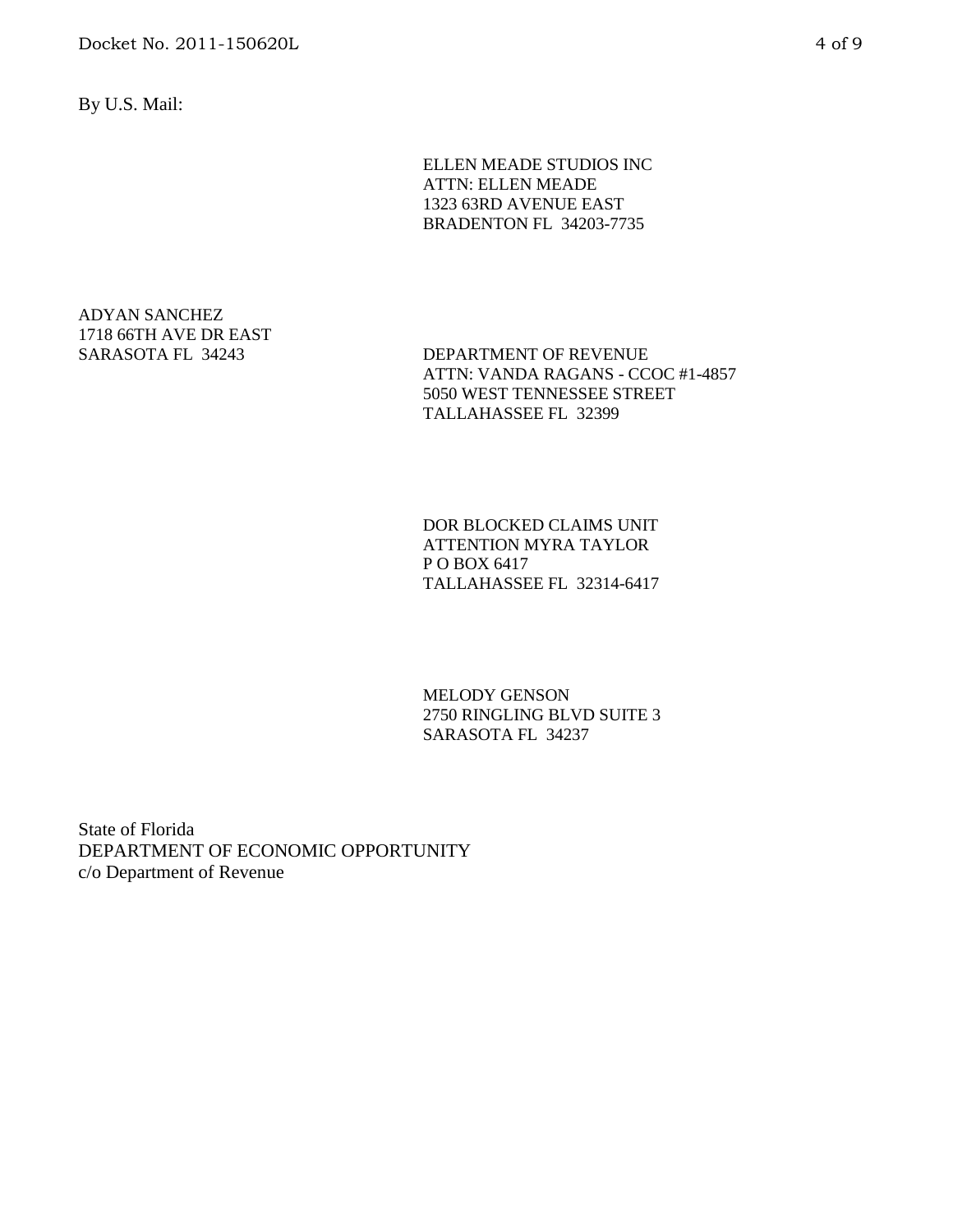By U.S. Mail:

ELLEN MEADE STUDIOS INC
ATTN: ELLEN MEADE
1323 63RD AVENUE EAST
BRADENTON FL 34203-7735

ADYAN SANCHEZ
1718 66TH AVE DR EAST
SARASOTA FL 34243

DEPARTMENT OF REVENUE
ATTN: VANDA RAGANS - CCOC #1-4857
5050 WEST TENNESSEE STREET
TALLAHASSEE FL 32399

DOR BLOCKED CLAIMS UNIT
ATTENTION MYRA TAYLOR
P O BOX 6417
TALLAHASSEE FL 32314-6417

MELODY GENSON
2750 RINGLING BLVD SUITE 3
SARASOTA FL 34237

State of Florida
DEPARTMENT OF ECONOMIC OPPORTUNITY
c/o Department of Revenue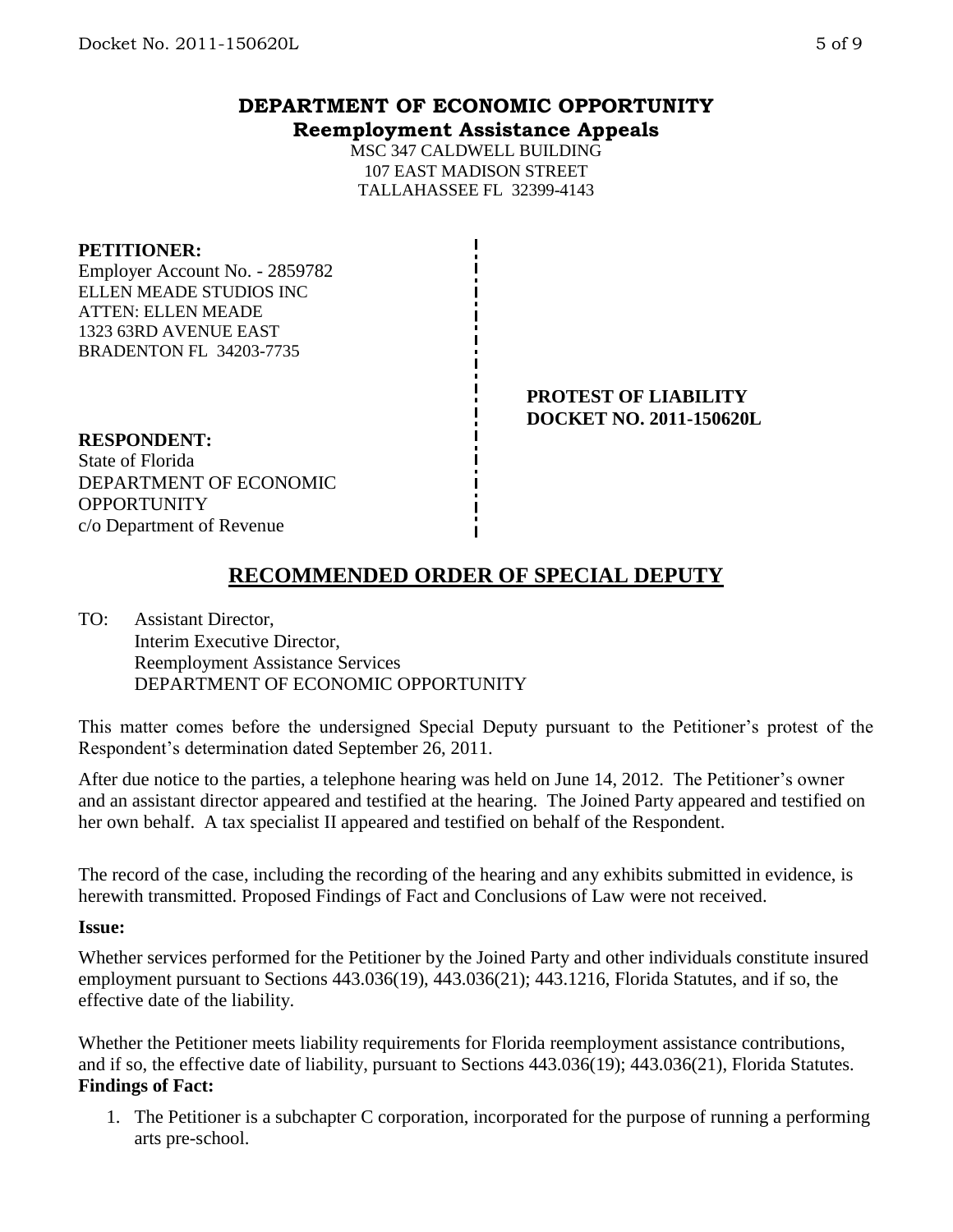# DEPARTMENT OF ECONOMIC OPPORTUNITY
## Reemployment Assistance Appeals

MSC 347 CALDWELL BUILDING
107 EAST MADISON STREET
TALLAHASSEE FL 32399-4143

**PETITIONER:**
Employer Account No. - 2859782
ELLEN MEADE STUDIOS INC
ATTEN: ELLEN MEADE
1323 63RD AVENUE EAST
BRADENTON FL 34203-7735

**PROTEST OF LIABILITY**
**DOCKET NO. 2011-150620L**

**RESPONDENT:**
State of Florida
DEPARTMENT OF ECONOMIC OPPORTUNITY
c/o Department of Revenue

## RECOMMENDED ORDER OF SPECIAL DEPUTY

TO: Assistant Director,
Interim Executive Director,
Reemployment Assistance Services
DEPARTMENT OF ECONOMIC OPPORTUNITY

This matter comes before the undersigned Special Deputy pursuant to the Petitioner's protest of the Respondent's determination dated September 26, 2011.

After due notice to the parties, a telephone hearing was held on June 14, 2012. The Petitioner's owner and an assistant director appeared and testified at the hearing. The Joined Party appeared and testified on her own behalf. A tax specialist II appeared and testified on behalf of the Respondent.

The record of the case, including the recording of the hearing and any exhibits submitted in evidence, is herewith transmitted. Proposed Findings of Fact and Conclusions of Law were not received.

**Issue:**

Whether services performed for the Petitioner by the Joined Party and other individuals constitute insured employment pursuant to Sections 443.036(19), 443.036(21); 443.1216, Florida Statutes, and if so, the effective date of the liability.

Whether the Petitioner meets liability requirements for Florida reemployment assistance contributions, and if so, the effective date of liability, pursuant to Sections 443.036(19); 443.036(21), Florida Statutes.

**Findings of Fact:**

1. The Petitioner is a subchapter C corporation, incorporated for the purpose of running a performing arts pre-school.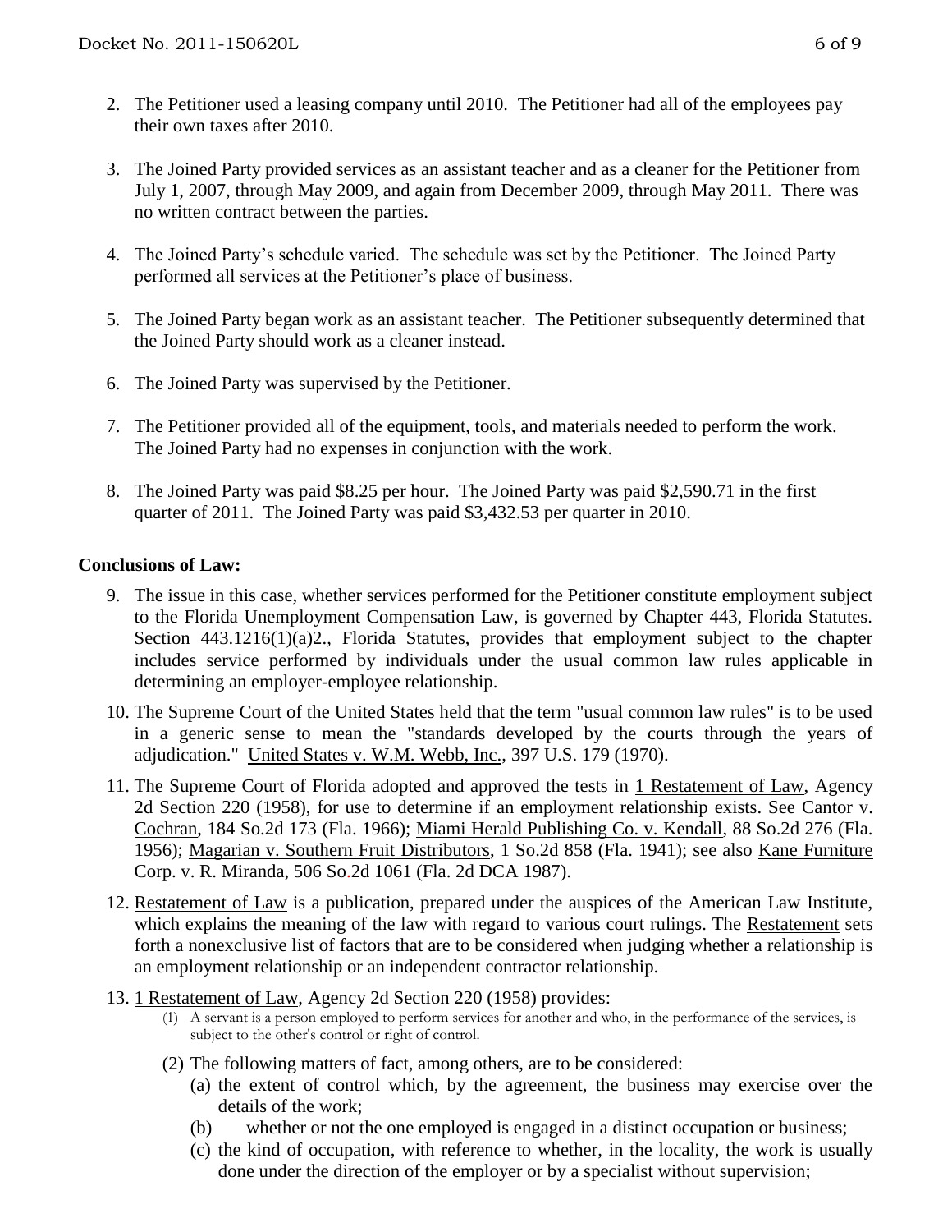2. The Petitioner used a leasing company until 2010. The Petitioner had all of the employees pay their own taxes after 2010.

3. The Joined Party provided services as an assistant teacher and as a cleaner for the Petitioner from July 1, 2007, through May 2009, and again from December 2009, through May 2011. There was no written contract between the parties.

4. The Joined Party's schedule varied. The schedule was set by the Petitioner. The Joined Party performed all services at the Petitioner's place of business.

5. The Joined Party began work as an assistant teacher. The Petitioner subsequently determined that the Joined Party should work as a cleaner instead.

6. The Joined Party was supervised by the Petitioner.

7. The Petitioner provided all of the equipment, tools, and materials needed to perform the work. The Joined Party had no expenses in conjunction with the work.

8. The Joined Party was paid $8.25 per hour. The Joined Party was paid $2,590.71 in the first quarter of 2011. The Joined Party was paid $3,432.53 per quarter in 2010.

## Conclusions of Law:

9. The issue in this case, whether services performed for the Petitioner constitute employment subject to the Florida Unemployment Compensation Law, is governed by Chapter 443, Florida Statutes. Section 443.1216(1)(a)2., Florida Statutes, provides that employment subject to the chapter includes service performed by individuals under the usual common law rules applicable in determining an employer-employee relationship.

10. The Supreme Court of the United States held that the term "usual common law rules" is to be used in a generic sense to mean the "standards developed by the courts through the years of adjudication." United States v. W.M. Webb, Inc., 397 U.S. 179 (1970).

11. The Supreme Court of Florida adopted and approved the tests in 1 Restatement of Law, Agency 2d Section 220 (1958), for use to determine if an employment relationship exists. See Cantor v. Cochran, 184 So.2d 173 (Fla. 1966); Miami Herald Publishing Co. v. Kendall, 88 So.2d 276 (Fla. 1956); Magarian v. Southern Fruit Distributors, 1 So.2d 858 (Fla. 1941); see also Kane Furniture Corp. v. R. Miranda, 506 So.2d 1061 (Fla. 2d DCA 1987).

12. Restatement of Law is a publication, prepared under the auspices of the American Law Institute, which explains the meaning of the law with regard to various court rulings. The Restatement sets forth a nonexclusive list of factors that are to be considered when judging whether a relationship is an employment relationship or an independent contractor relationship.

13. 1 Restatement of Law, Agency 2d Section 220 (1958) provides:
    (1) A servant is a person employed to perform services for another and who, in the performance of the services, is subject to the other's control or right of control.
    (2) The following matters of fact, among others, are to be considered:
        (a) the extent of control which, by the agreement, the business may exercise over the details of the work;
        (b) whether or not the one employed is engaged in a distinct occupation or business;
        (c) the kind of occupation, with reference to whether, in the locality, the work is usually done under the direction of the employer or by a specialist without supervision;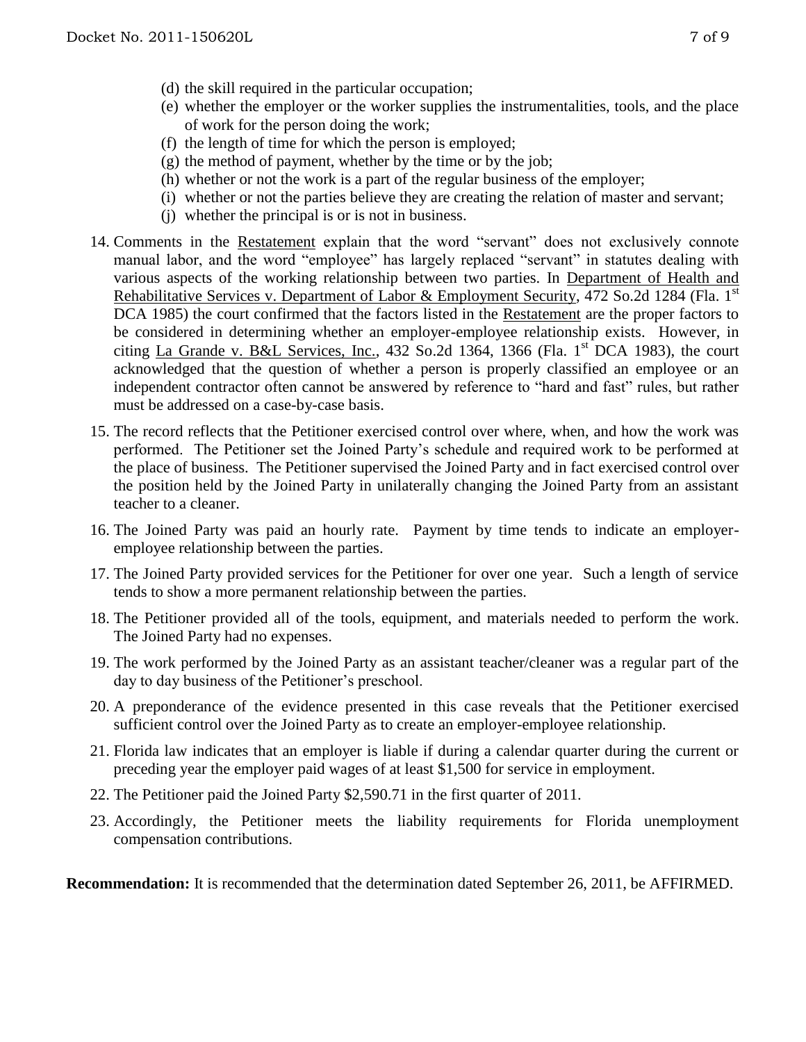(d) the skill required in the particular occupation;
(e) whether the employer or the worker supplies the instrumentalities, tools, and the place of work for the person doing the work;
(f) the length of time for which the person is employed;
(g) the method of payment, whether by the time or by the job;
(h) whether or not the work is a part of the regular business of the employer;
(i) whether or not the parties believe they are creating the relation of master and servant;
(j) whether the principal is or is not in business.

14. Comments in the Restatement explain that the word "servant" does not exclusively connote manual labor, and the word "employee" has largely replaced "servant" in statutes dealing with various aspects of the working relationship between two parties. In Department of Health and Rehabilitative Services v. Department of Labor & Employment Security, 472 So.2d 1284 (Fla. 1st DCA 1985) the court confirmed that the factors listed in the Restatement are the proper factors to be considered in determining whether an employer-employee relationship exists. However, in citing La Grande v. B&L Services, Inc., 432 So.2d 1364, 1366 (Fla. 1st DCA 1983), the court acknowledged that the question of whether a person is properly classified an employee or an independent contractor often cannot be answered by reference to "hard and fast" rules, but rather must be addressed on a case-by-case basis.

15. The record reflects that the Petitioner exercised control over where, when, and how the work was performed. The Petitioner set the Joined Party's schedule and required work to be performed at the place of business. The Petitioner supervised the Joined Party and in fact exercised control over the position held by the Joined Party in unilaterally changing the Joined Party from an assistant teacher to a cleaner.

16. The Joined Party was paid an hourly rate. Payment by time tends to indicate an employer-employee relationship between the parties.

17. The Joined Party provided services for the Petitioner for over one year. Such a length of service tends to show a more permanent relationship between the parties.

18. The Petitioner provided all of the tools, equipment, and materials needed to perform the work. The Joined Party had no expenses.

19. The work performed by the Joined Party as an assistant teacher/cleaner was a regular part of the day to day business of the Petitioner's preschool.

20. A preponderance of the evidence presented in this case reveals that the Petitioner exercised sufficient control over the Joined Party as to create an employer-employee relationship.

21. Florida law indicates that an employer is liable if during a calendar quarter during the current or preceding year the employer paid wages of at least $1,500 for service in employment.

22. The Petitioner paid the Joined Party $2,590.71 in the first quarter of 2011.

23. Accordingly, the Petitioner meets the liability requirements for Florida unemployment compensation contributions.

**Recommendation:** It is recommended that the determination dated September 26, 2011, be AFFIRMED.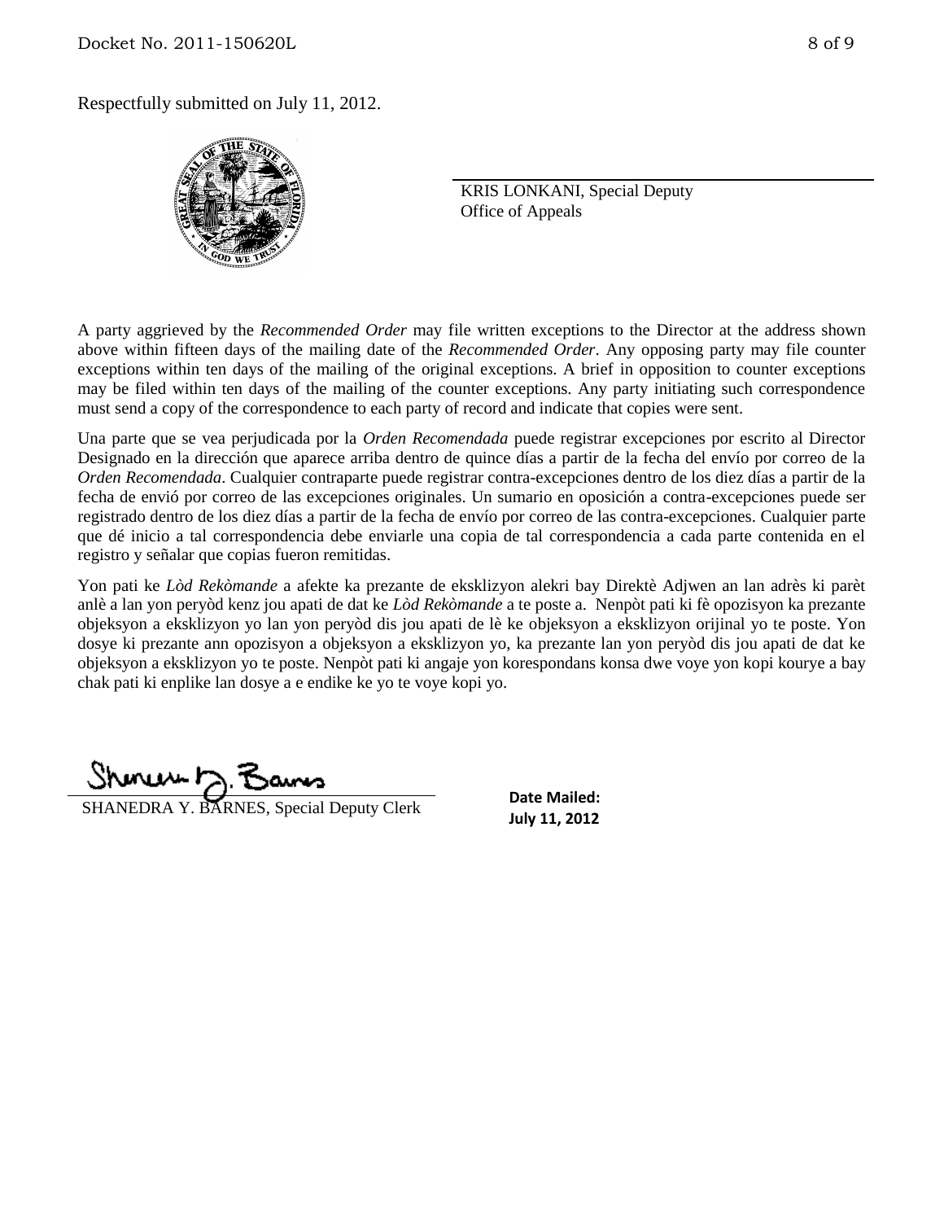Respectfully submitted on July 11, 2012.

KRIS LONKANI, Special Deputy
Office of Appeals

A party aggrieved by the *Recommended Order* may file written exceptions to the Director at the address shown above within fifteen days of the mailing date of the *Recommended Order*. Any opposing party may file counter exceptions within ten days of the mailing of the original exceptions. A brief in opposition to counter exceptions may be filed within ten days of the mailing of the counter exceptions. Any party initiating such correspondence must send a copy of the correspondence to each party of record and indicate that copies were sent.

Una parte que se vea perjudicada por la *Orden Recomendada* puede registrar excepciones por escrito al Director Designado en la dirección que aparece arriba dentro de quince días a partir de la fecha del envío por correo de la *Orden Recomendada*. Cualquier contraparte puede registrar contra-excepciones dentro de los diez días a partir de la fecha de envió por correo de las excepciones originales. Un sumario en oposición a contra-excepciones puede ser registrado dentro de los diez días a partir de la fecha de envío por correo de las contra-excepciones. Cualquier parte que dé inicio a tal correspondencia debe enviarle una copia de tal correspondencia a cada parte contenida en el registro y señalar que copias fueron remitidas.

Yon pati ke *Lòd Rekòmande* a afekte ka prezante de eksklizyon alekri bay Direktè Adjwen an lan adrès ki parèt anlè a lan yon peryòd kenz jou apati de dat ke *Lòd Rekòmande* a te poste a. Nenpòt pati ki fè opozisyon ka prezante objeksyon a eksklizyon yo lan yon peryòd dis jou apati de lè ke objeksyon a eksklizyon orijinal yo te poste. Yon dosye ki prezante ann opozisyon a objeksyon a eksklizyon yo, ka prezante lan yon peryòd dis jou apati de dat ke objeksyon a eksklizyon yo te poste. Nenpòt pati ki angaje yon korespondans konsa dwe voye yon kopi kourye a bay chak pati ki enplike lan dosye a e endike ke yo te voye kopi yo.

SHANEDRA Y. BARNES, Special Deputy Clerk

**Date Mailed:**
**July 11, 2012**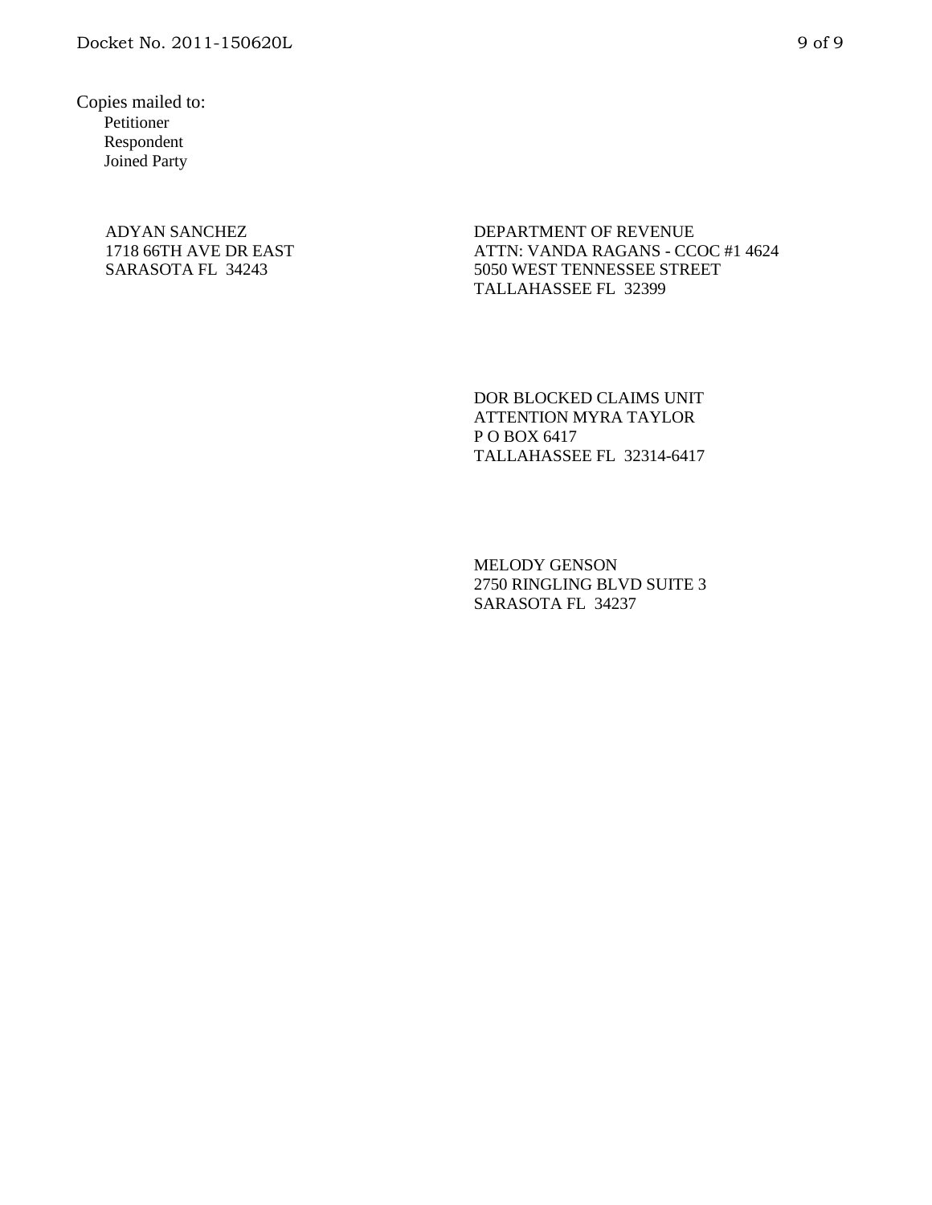Copies mailed to:
Petitioner
Respondent
Joined Party

ADYAN SANCHEZ
1718 66TH AVE DR EAST
SARASOTA FL 34243

DEPARTMENT OF REVENUE
ATTN: VANDA RAGANS - CCOC #1 4624
5050 WEST TENNESSEE STREET
TALLAHASSEE FL 32399

DOR BLOCKED CLAIMS UNIT
ATTENTION MYRA TAYLOR
P O BOX 6417
TALLAHASSEE FL 32314-6417

MELODY GENSON
2750 RINGLING BLVD SUITE 3
SARASOTA FL 34237